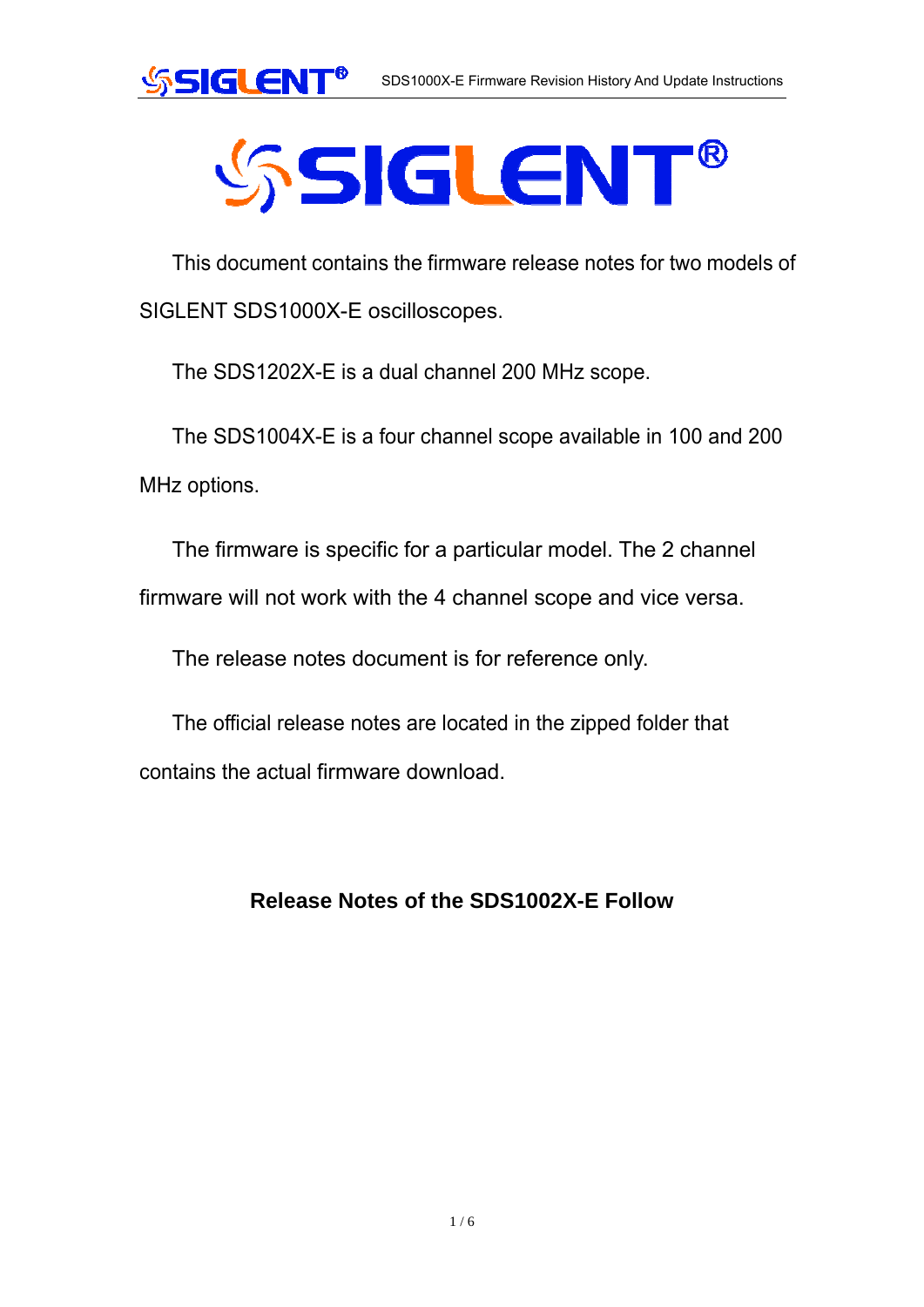SIGLENT®

This document contains the firmware release notes for two models of SIGLENT SDS1000X-E oscilloscopes.

The SDS1202X-E is a dual channel 200 MHz scope.

The SDS1004X-E is a four channel scope available in 100 and 200 MHz options.

The firmware is specific for a particular model. The 2 channel firmware will not work with the 4 channel scope and vice versa.

The release notes document is for reference only.

The official release notes are located in the zipped folder that contains the actual firmware download.

## Release Notes of the SDS1002X-E Follow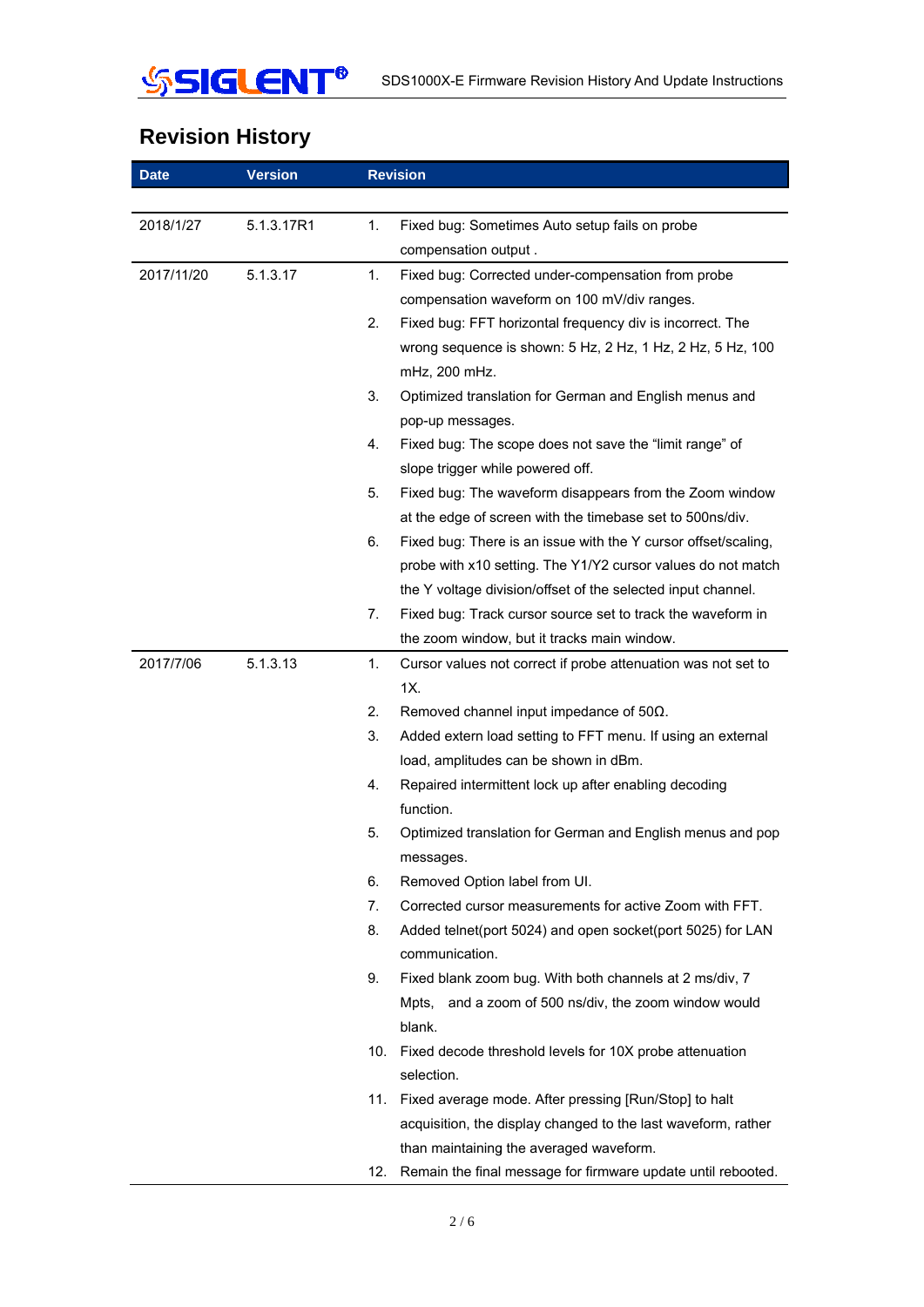## Revision History

| Date | Version | Revision |
|---|---|---|
| 2018/1/27 | 5.1.3.17R1 | 1. Fixed bug: Sometimes Auto setup fails on probe compensation output . |
| 2017/11/20 | 5.1.3.17 | 1. Fixed bug: Corrected under-compensation from probe compensation waveform on 100 mV/div ranges.<br>2. Fixed bug: FFT horizontal frequency div is incorrect. The wrong sequence is shown: 5 Hz, 2 Hz, 1 Hz, 2 Hz, 5 Hz, 100 mHz, 200 mHz.<br>3. Optimized translation for German and English menus and pop-up messages.<br>4. Fixed bug: The scope does not save the “limit range” of slope trigger while powered off.<br>5. Fixed bug: The waveform disappears from the Zoom window at the edge of screen with the timebase set to 500ns/div.<br>6. Fixed bug: There is an issue with the Y cursor offset/scaling, probe with x10 setting. The Y1/Y2 cursor values do not match the Y voltage division/offset of the selected input channel.<br>7. Fixed bug: Track cursor source set to track the waveform in the zoom window, but it tracks main window. |
| 2017/7/06 | 5.1.3.13 | 1. Cursor values not correct if probe attenuation was not set to 1X.<br>2. Removed channel input impedance of 50Ω.<br>3. Added extern load setting to FFT menu. If using an external load, amplitudes can be shown in dBm.<br>4. Repaired intermittent lock up after enabling decoding function.<br>5. Optimized translation for German and English menus and pop messages.<br>6. Removed Option label from UI.<br>7. Corrected cursor measurements for active Zoom with FFT.<br>8. Added telnet(port 5024) and open socket(port 5025) for LAN communication.<br>9. Fixed blank zoom bug. With both channels at 2 ms/div, 7 Mpts, and a zoom of 500 ns/div, the zoom window would blank.<br>10. Fixed decode threshold levels for 10X probe attenuation selection.<br>11. Fixed average mode. After pressing [Run/Stop] to halt acquisition, the display changed to the last waveform, rather than maintaining the averaged waveform.<br>12. Remain the final message for firmware update until rebooted. |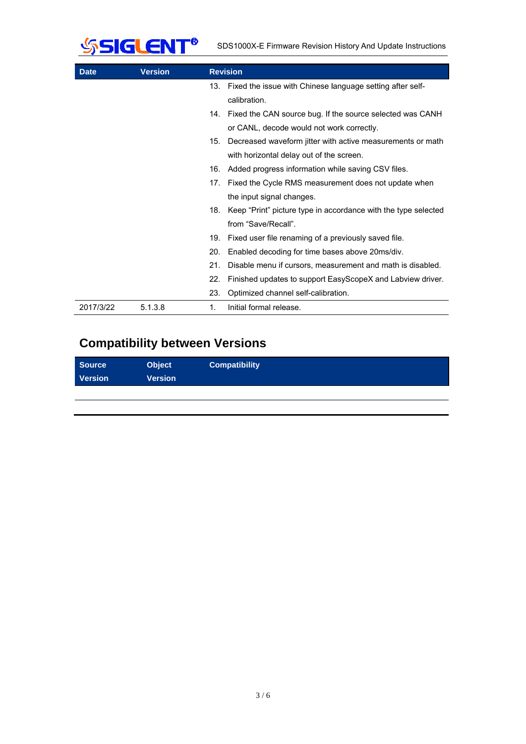| Date | Version | Revision |
|---|---|---|
| | | 13. Fixed the issue with Chinese language setting after self-calibration.<br>14. Fixed the CAN source bug. If the source selected was CANH or CANL, decode would not work correctly.<br>15. Decreased waveform jitter with active measurements or math with horizontal delay out of the screen.<br>16. Added progress information while saving CSV files.<br>17. Fixed the Cycle RMS measurement does not update when the input signal changes.<br>18. Keep "Print" picture type in accordance with the type selected from "Save/Recall".<br>19. Fixed user file renaming of a previously saved file.<br>20. Enabled decoding for time bases above 20ms/div.<br>21. Disable menu if cursors, measurement and math is disabled.<br>22. Finished updates to support EasyScopeX and Labview driver.<br>23. Optimized channel self-calibration. |
| 2017/3/22 | 5.1.3.8 | 1. Initial formal release. |

## Compatibility between Versions

| Source Version | Object Version | Compatibility |
|---|---|---|
| | | |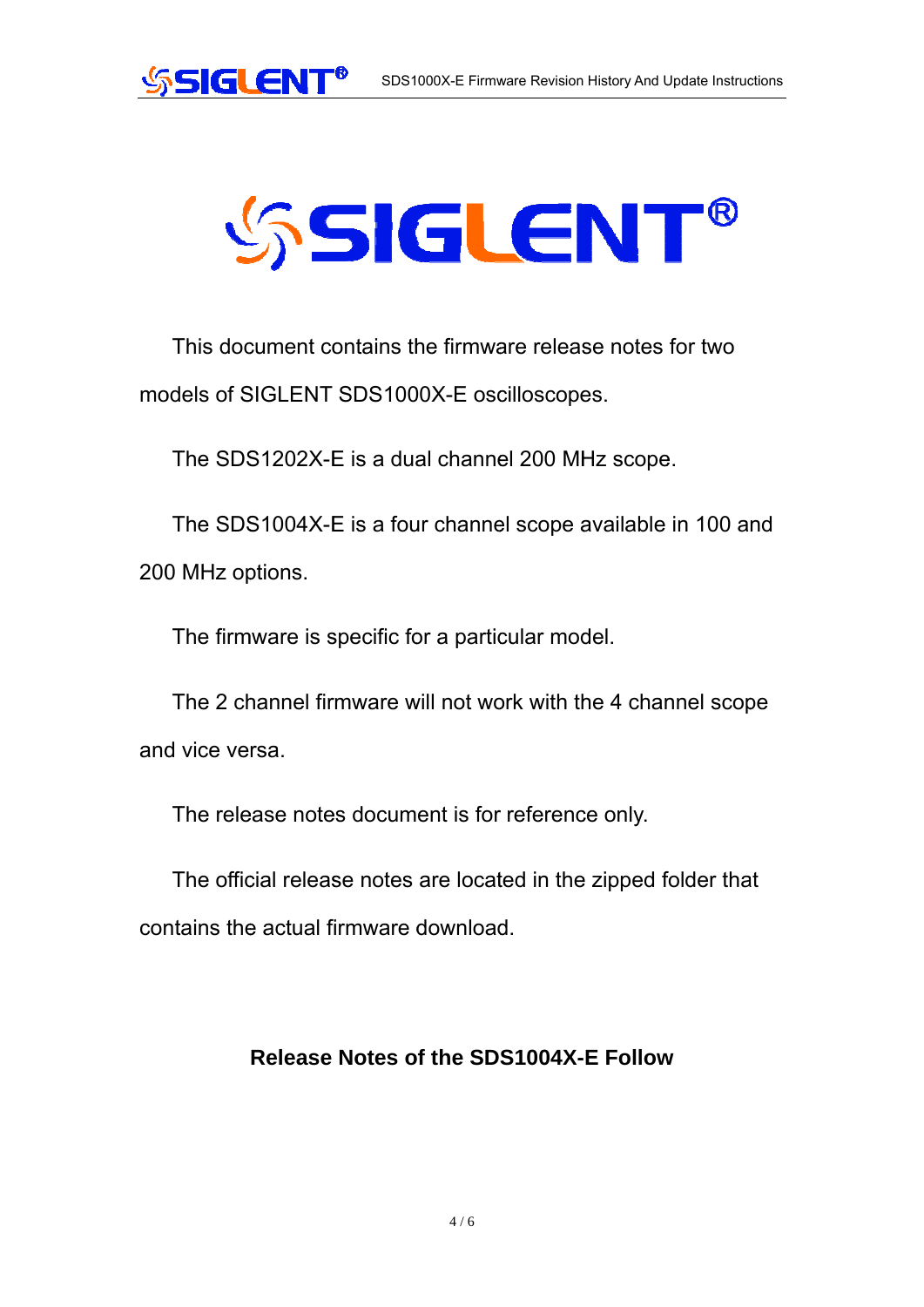This document contains the firmware release notes for two models of SIGLENT SDS1000X-E oscilloscopes.

The SDS1202X-E is a dual channel 200 MHz scope.

The SDS1004X-E is a four channel scope available in 100 and 200 MHz options.

The firmware is specific for a particular model.

The 2 channel firmware will not work with the 4 channel scope and vice versa.

The release notes document is for reference only.

The official release notes are located in the zipped folder that contains the actual firmware download.

**Release Notes of the SDS1004X-E Follow**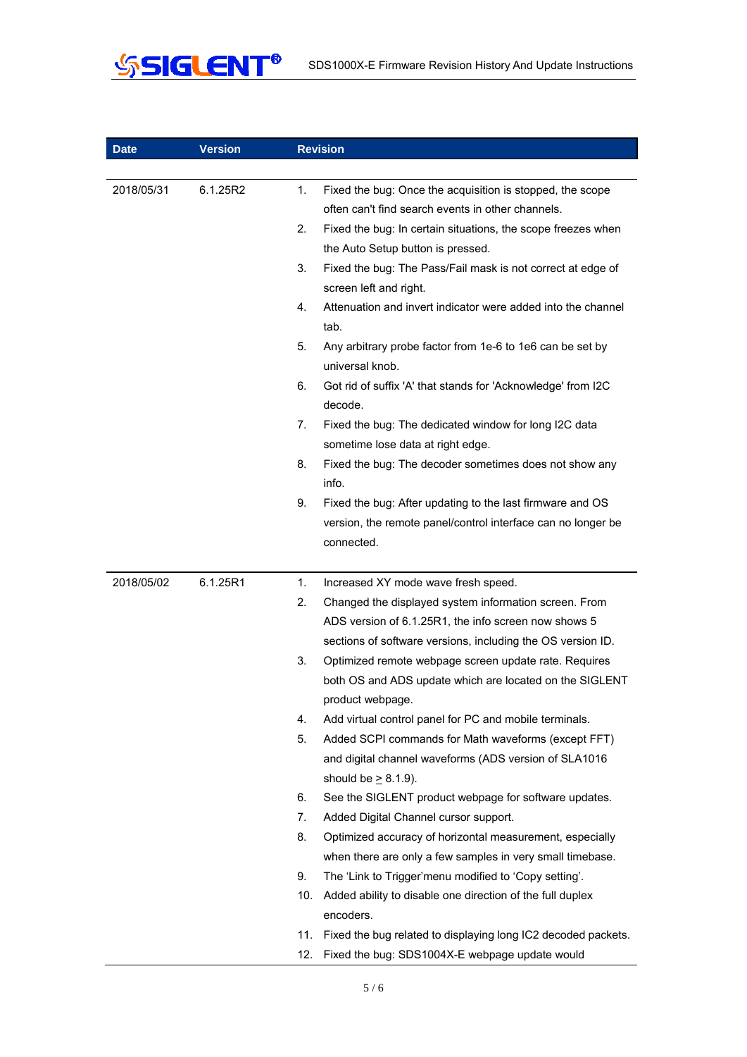| Date | Version | Revision |
|---|---|---|
| 2018/05/31 | 6.1.25R2 | 1. Fixed the bug: Once the acquisition is stopped, the scope often can't find search events in other channels.<br>2. Fixed the bug: In certain situations, the scope freezes when the Auto Setup button is pressed.<br>3. Fixed the bug: The Pass/Fail mask is not correct at edge of screen left and right.<br>4. Attenuation and invert indicator were added into the channel tab.<br>5. Any arbitrary probe factor from 1e-6 to 1e6 can be set by universal knob.<br>6. Got rid of suffix 'A' that stands for 'Acknowledge' from I2C decode.<br>7. Fixed the bug: The dedicated window for long I2C data sometime lose data at right edge.<br>8. Fixed the bug: The decoder sometimes does not show any info.<br>9. Fixed the bug: After updating to the last firmware and OS version, the remote panel/control interface can no longer be connected. |
| 2018/05/02 | 6.1.25R1 | 1. Increased XY mode wave fresh speed.<br>2. Changed the displayed system information screen. From ADS version of 6.1.25R1, the info screen now shows 5 sections of software versions, including the OS version ID.<br>3. Optimized remote webpage screen update rate. Requires both OS and ADS update which are located on the SIGLENT product webpage.<br>4. Add virtual control panel for PC and mobile terminals.<br>5. Added SCPI commands for Math waveforms (except FFT) and digital channel waveforms (ADS version of SLA1016 should be $\geq$ 8.1.9).<br>6. See the SIGLENT product webpage for software updates.<br>7. Added Digital Channel cursor support.<br>8. Optimized accuracy of horizontal measurement, especially when there are only a few samples in very small timebase.<br>9. The 'Link to Trigger'menu modified to 'Copy setting'.<br>10. Added ability to disable one direction of the full duplex encoders.<br>11. Fixed the bug related to displaying long IC2 decoded packets.<br>12. Fixed the bug: SDS1004X-E webpage update would |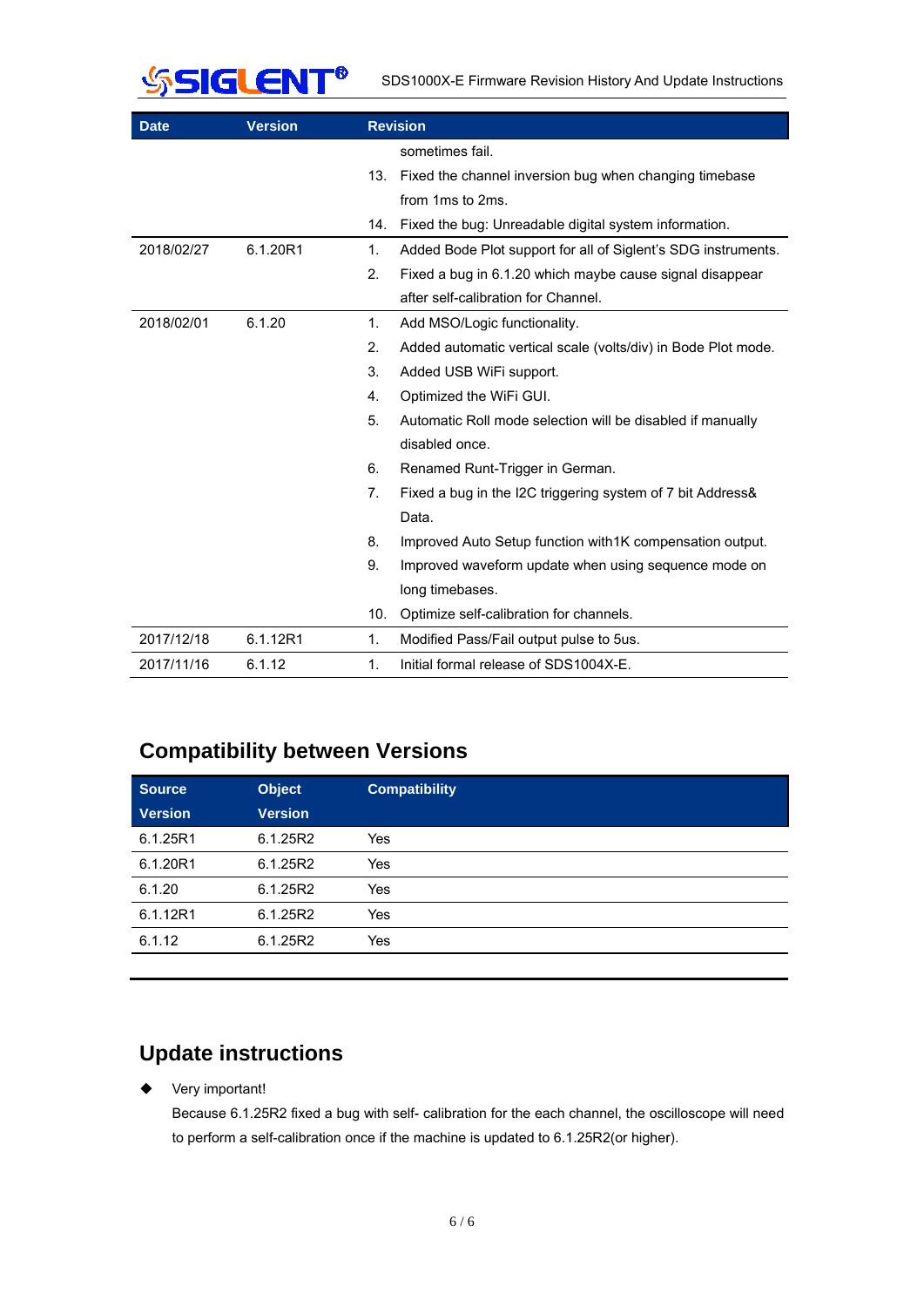| Date | Version | Revision |
|---|---|---|
| | | sometimes fail. |
| | | 13. Fixed the channel inversion bug when changing timebase from 1ms to 2ms. |
| | | 14. Fixed the bug: Unreadable digital system information. |
| 2018/02/27 | 6.1.20R1 | 1. Added Bode Plot support for all of Siglent's SDG instruments. |
| | | 2. Fixed a bug in 6.1.20 which maybe cause signal disappear after self-calibration for Channel. |
| 2018/02/01 | 6.1.20 | 1. Add MSO/Logic functionality. |
| | | 2. Added automatic vertical scale (volts/div) in Bode Plot mode. |
| | | 3. Added USB WiFi support. |
| | | 4. Optimized the WiFi GUI. |
| | | 5. Automatic Roll mode selection will be disabled if manually disabled once. |
| | | 6. Renamed Runt-Trigger in German. |
| | | 7. Fixed a bug in the I2C triggering system of 7 bit Address& Data. |
| | | 8. Improved Auto Setup function with1K compensation output. |
| | | 9. Improved waveform update when using sequence mode on long timebases. |
| | | 10. Optimize self-calibration for channels. |
| 2017/12/18 | 6.1.12R1 | 1. Modified Pass/Fail output pulse to 5us. |
| 2017/11/16 | 6.1.12 | 1. Initial formal release of SDS1004X-E. |

## Compatibility between Versions

| Source Version | Object Version | Compatibility |
|---|---|---|
| 6.1.25R1 | 6.1.25R2 | Yes |
| 6.1.20R1 | 6.1.25R2 | Yes |
| 6.1.20 | 6.1.25R2 | Yes |
| 6.1.12R1 | 6.1.25R2 | Yes |
| 6.1.12 | 6.1.25R2 | Yes |

## Update instructions

- Very important!
  Because 6.1.25R2 fixed a bug with self- calibration for the each channel, the oscilloscope will need to perform a self-calibration once if the machine is updated to 6.1.25R2(or higher).